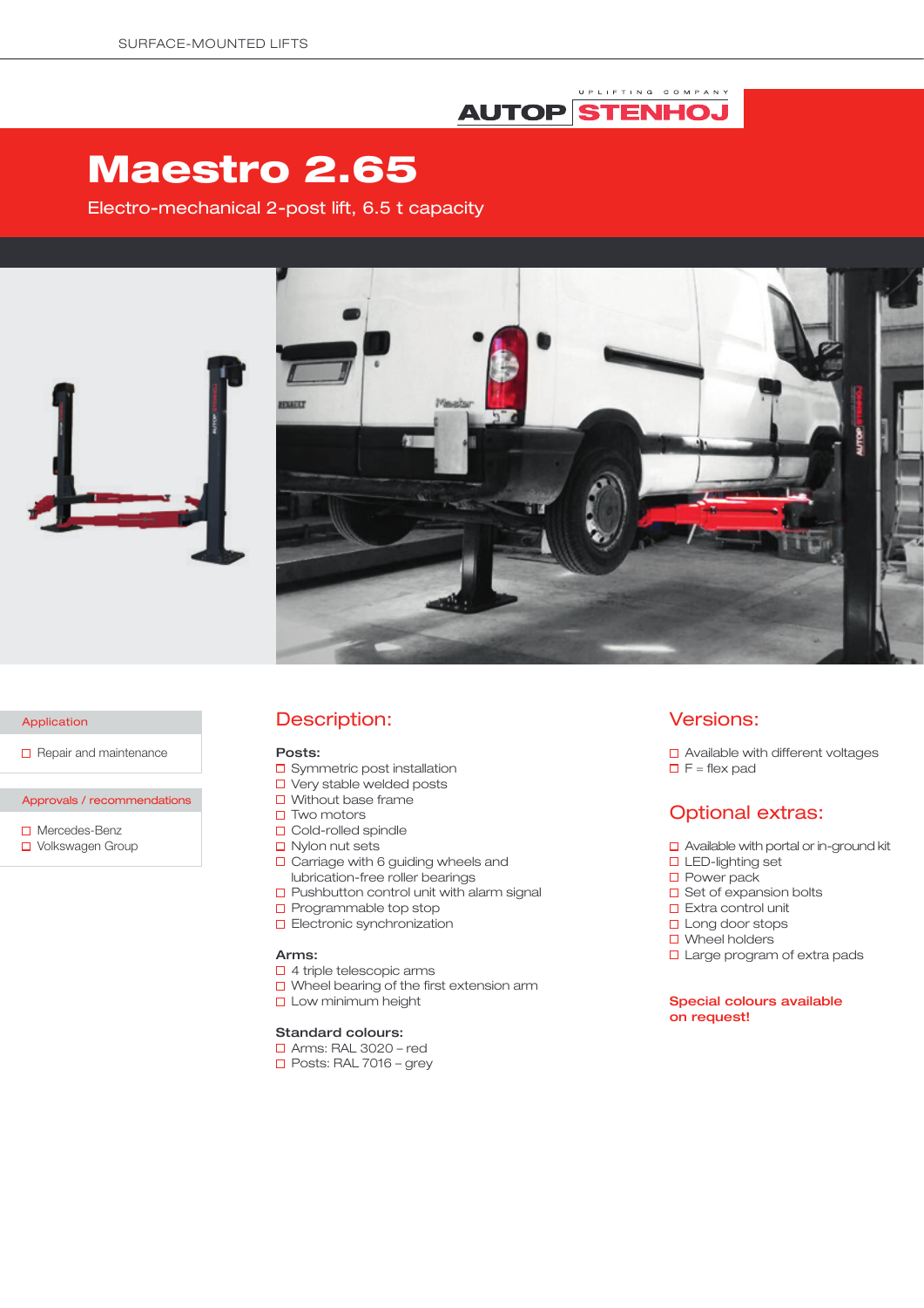AUTOP STENHOJ

UPLIFTING COMPANY

# Maestro 2.65

Electro-mechanical 2-post lift, 6.5 t capacity

### Application

- Repair and maintenance

### Approvals / recommendations

- Mercedes-Benz
- Volkswagen Group

## Description:

**Posts:**

- Symmetric post installation
- Very stable welded posts
- Without base frame
- Two motors
- Cold-rolled spindle
- Nylon nut sets
- Carriage with 6 guiding wheels and lubrication-free roller bearings
- Pushbutton control unit with alarm signal
- Programmable top stop
- Electronic synchronization

**Arms:**

- 4 triple telescopic arms
- Wheel bearing of the first extension arm
- Low minimum height

**Standard colours:**

- Arms: RAL 3020 – red
- Posts: RAL 7016 – grey

## Versions:

- Available with different voltages
- F = flex pad

## Optional extras:

- Available with portal or in-ground kit
- LED-lighting set
- Power pack
- Set of expansion bolts
- Extra control unit
- Long door stops
- Wheel holders
- Large program of extra pads

**Special colours available on request!**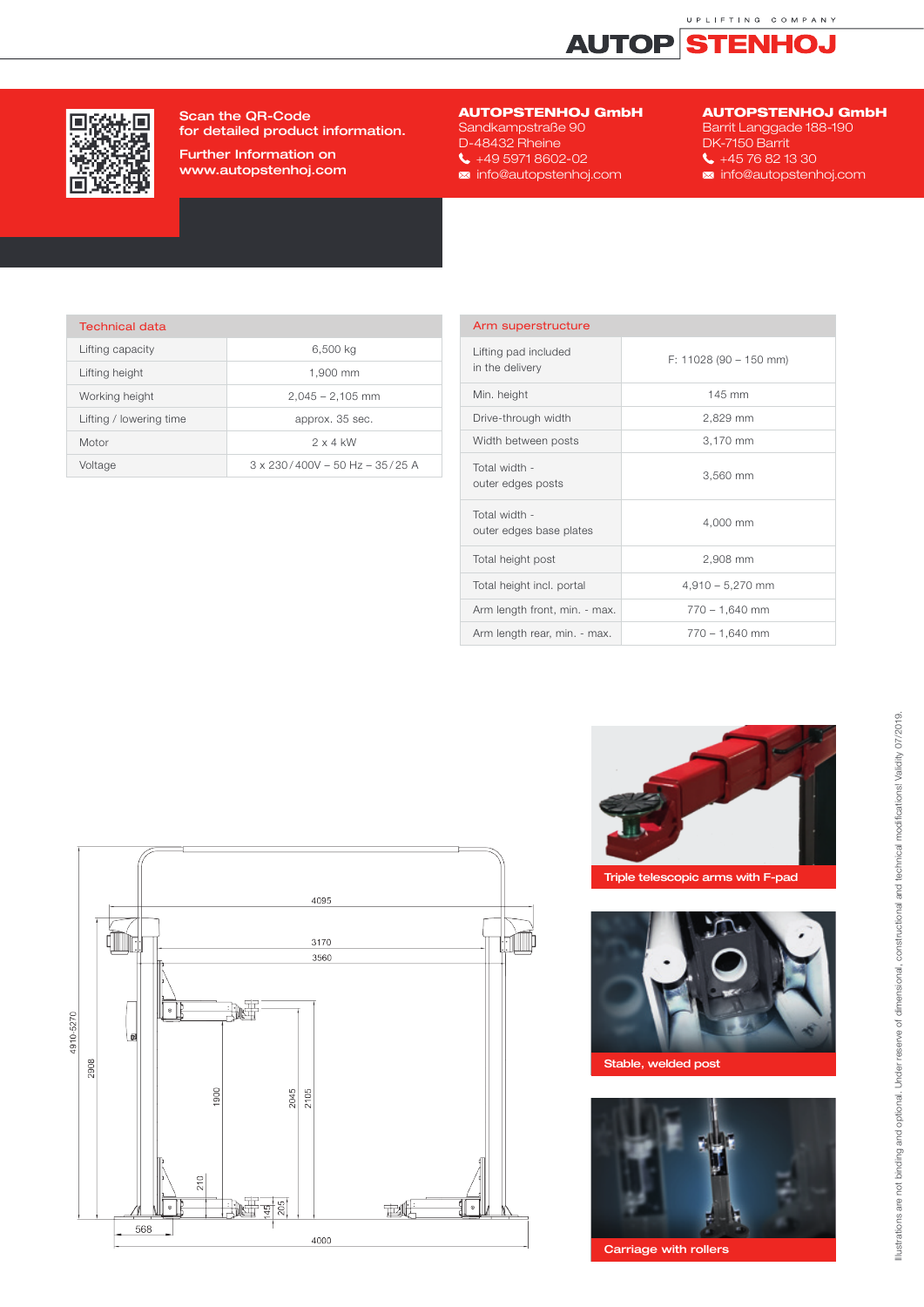UPLIFTING COMPANY

AUTOP STENHOJ

Scan the QR-Code for detailed product information.

Further Information on www.autopstenhoj.com

**AUTOPSTENHOJ GmbH**
Sandkampstraße 90
D-48432 Rheine
+49 5971 8602-02
info@autopstenhoj.com

**AUTOPSTENHOJ GmbH**
Barrit Langgade 188-190
DK-7150 Barrit
+45 76 82 13 30
info@autopstenhoj.com

| Technical data | |
|---|---|
| Lifting capacity | 6,500 kg |
| Lifting height | 1,900 mm |
| Working height | 2,045 – 2,105 mm |
| Lifting / lowering time | approx. 35 sec. |
| Motor | 2 x 4 kW |
| Voltage | 3 x 230 / 400V – 50 Hz – 35 / 25 A |

| Arm superstructure | |
|---|---|
| Lifting pad included in the delivery | F: 11028 (90 – 150 mm) |
| Min. height | 145 mm |
| Drive-through width | 2,829 mm |
| Width between posts | 3,170 mm |
| Total width - outer edges posts | 3,560 mm |
| Total width - outer edges base plates | 4,000 mm |
| Total height post | 2,908 mm |
| Total height incl. portal | 4,910 – 5,270 mm |
| Arm length front, min. - max. | 770 – 1,640 mm |
| Arm length rear, min. - max. | 770 – 1,640 mm |

4095
3170
3560
4910-5270
2908
1900
2045
2105
210
145
205
568
4000

Triple telescopic arms with F-pad

Stable, welded post

Carriage with rollers

Illustrations are not binding and optional. Under reserve of dimensional, constructional and technical modifications! Validity 07/2019.